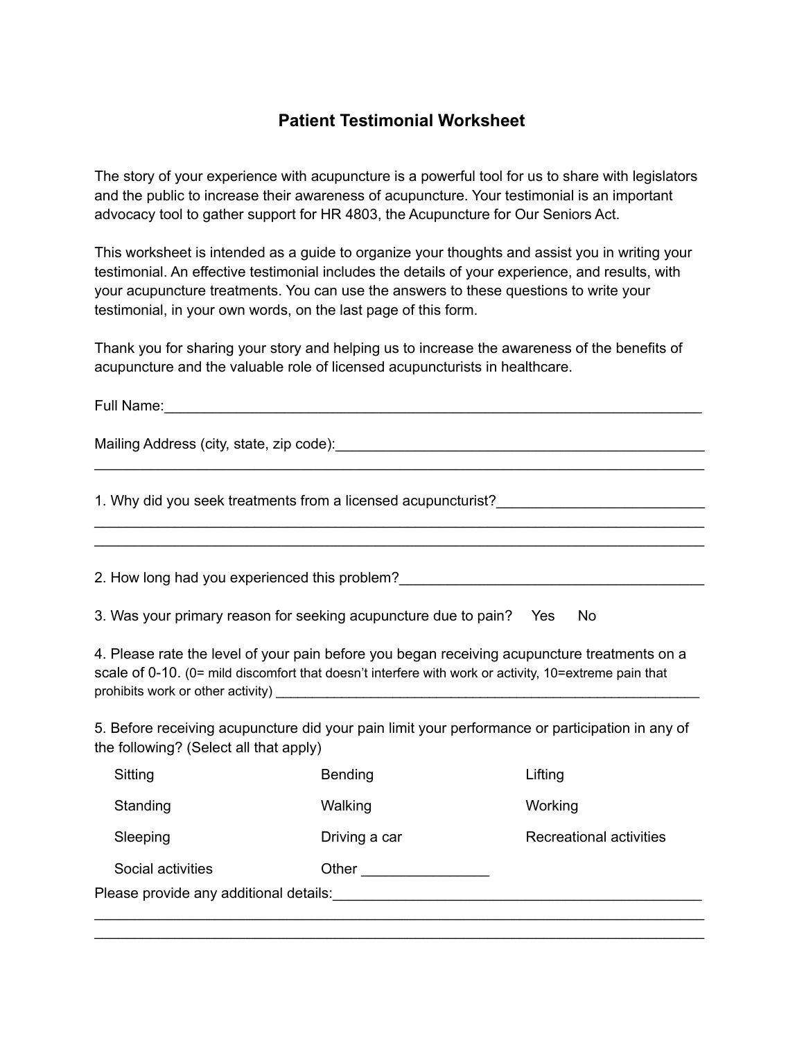# Patient Testimonial Worksheet

The story of your experience with acupuncture is a powerful tool for us to share with legislators and the public to increase their awareness of acupuncture. Your testimonial is an important advocacy tool to gather support for HR 4803, the Acupuncture for Our Seniors Act.

This worksheet is intended as a guide to organize your thoughts and assist you in writing your testimonial. An effective testimonial includes the details of your experience, and results, with your acupuncture treatments. You can use the answers to these questions to write your testimonial, in your own words, on the last page of this form.

Thank you for sharing your story and helping us to increase the awareness of the benefits of acupuncture and the valuable role of licensed acupuncturists in healthcare.

Full Name:_______________________________________________________________________

Mailing Address (city, state, zip code):_______________________________________________
_______________________________________________________________________________

1. Why did you seek treatments from a licensed acupuncturist?___________________________
_______________________________________________________________________________
_______________________________________________________________________________

2. How long had you experienced this problem?_______________________________________

3. Was your primary reason for seeking acupuncture due to pain? Yes No

4. Please rate the level of your pain before you began receiving acupuncture treatments on a scale of 0-10. (0= mild discomfort that doesn't interfere with work or activity, 10=extreme pain that prohibits work or other activity) ____________________________________________________

5. Before receiving acupuncture did your pain limit your performance or participation in any of the following? (Select all that apply)

| | | |
|---|---|---|
| Sitting | Bending | Lifting |
| Standing | Walking | Working |
| Sleeping | Driving a car | Recreational activities |
| Social activities | Other ________________ | |

Please provide any additional details:_______________________________________________
_______________________________________________________________________________
_______________________________________________________________________________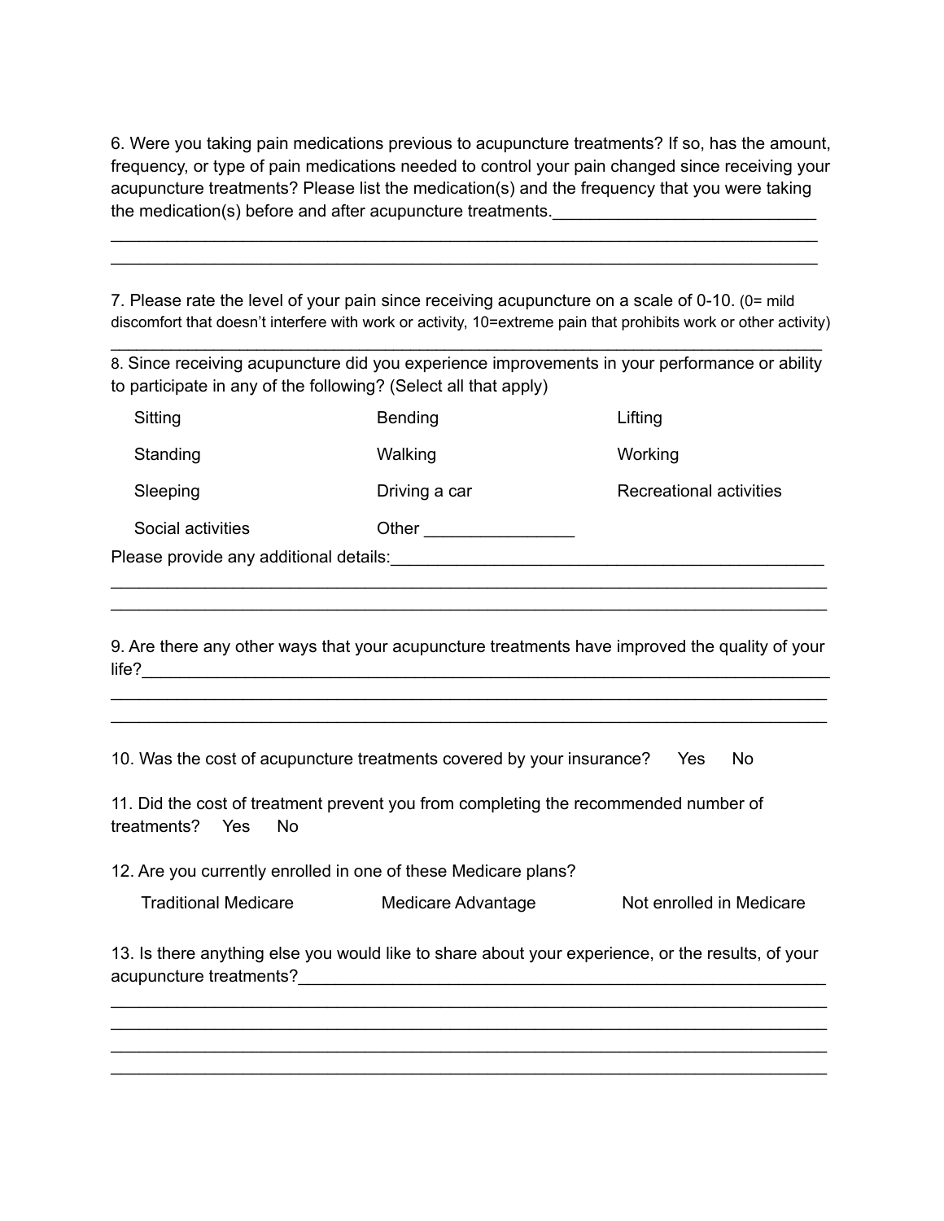6. Were you taking pain medications previous to acupuncture treatments? If so, has the amount, frequency, or type of pain medications needed to control your pain changed since receiving your acupuncture treatments? Please list the medication(s) and the frequency that you were taking the medication(s) before and after acupuncture treatments.____________________________
___________________________________________________________________________
___________________________________________________________________________

7. Please rate the level of your pain since receiving acupuncture on a scale of 0-10. (0= mild discomfort that doesn't interfere with work or activity, 10=extreme pain that prohibits work or other activity)
___________________________________________________________________________

8. Since receiving acupuncture did you experience improvements in your performance or ability to participate in any of the following? (Select all that apply)

| | | |
|---|---|---|
| Sitting | Bending | Lifting |
| Standing | Walking | Working |
| Sleeping | Driving a car | Recreational activities |
| Social activities | Other ________________ | |

Please provide any additional details:_______________________________________________
___________________________________________________________________________
___________________________________________________________________________

9. Are there any other ways that your acupuncture treatments have improved the quality of your life?__________________________________________________________________________
___________________________________________________________________________
___________________________________________________________________________

10. Was the cost of acupuncture treatments covered by your insurance? Yes No

11. Did the cost of treatment prevent you from completing the recommended number of treatments? Yes No

12. Are you currently enrolled in one of these Medicare plans?

Traditional Medicare    Medicare Advantage    Not enrolled in Medicare

13. Is there anything else you would like to share about your experience, or the results, of your acupuncture treatments?___________________________________________________________
___________________________________________________________________________
___________________________________________________________________________
___________________________________________________________________________
___________________________________________________________________________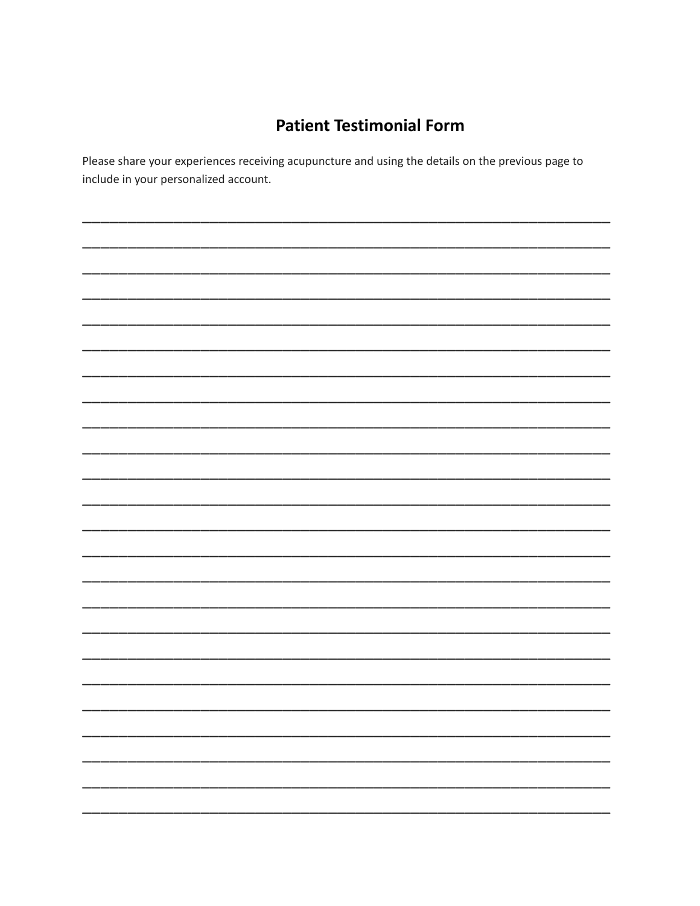## Patient Testimonial Form

Please share your experiences receiving acupuncture and using the details on the previous page to include in your personalized account.

________________________________________________________________________

________________________________________________________________________

________________________________________________________________________

________________________________________________________________________

________________________________________________________________________

________________________________________________________________________

________________________________________________________________________

________________________________________________________________________

________________________________________________________________________

________________________________________________________________________

________________________________________________________________________

________________________________________________________________________

________________________________________________________________________

________________________________________________________________________

________________________________________________________________________

________________________________________________________________________

________________________________________________________________________

________________________________________________________________________

________________________________________________________________________

________________________________________________________________________

________________________________________________________________________

________________________________________________________________________

________________________________________________________________________

________________________________________________________________________